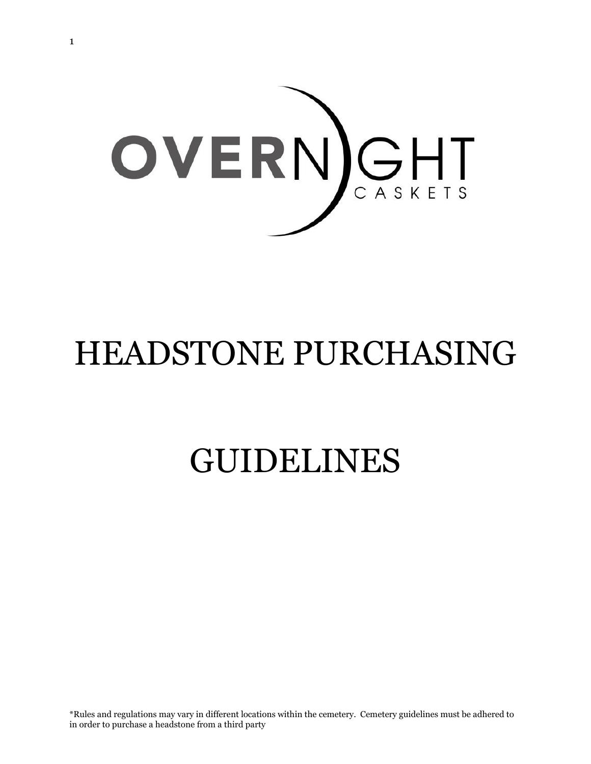OVERNIGHT CASKETS

# HEADSTONE PURCHASING

# GUIDELINES

*Rules and regulations may vary in different locations within the cemetery. Cemetery guidelines must be adhered to in order to purchase a headstone from a third party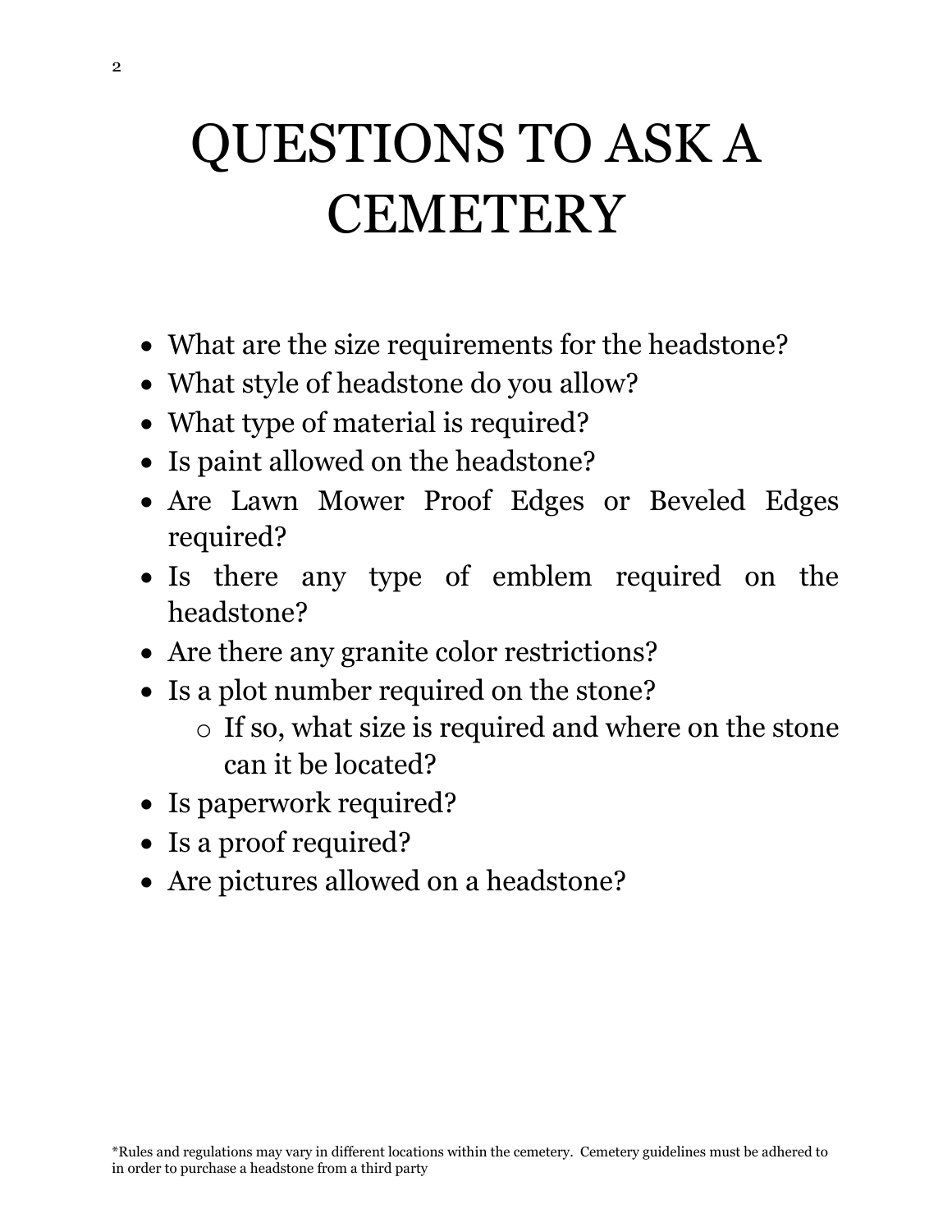# QUESTIONS TO ASK A CEMETERY

- What are the size requirements for the headstone?
- What style of headstone do you allow?
- What type of material is required?
- Is paint allowed on the headstone?
- Are Lawn Mower Proof Edges or Beveled Edges required?
- Is there any type of emblem required on the headstone?
- Are there any granite color restrictions?
- Is a plot number required on the stone?
  - If so, what size is required and where on the stone can it be located?
- Is paperwork required?
- Is a proof required?
- Are pictures allowed on a headstone?

*Rules and regulations may vary in different locations within the cemetery. Cemetery guidelines must be adhered to in order to purchase a headstone from a third party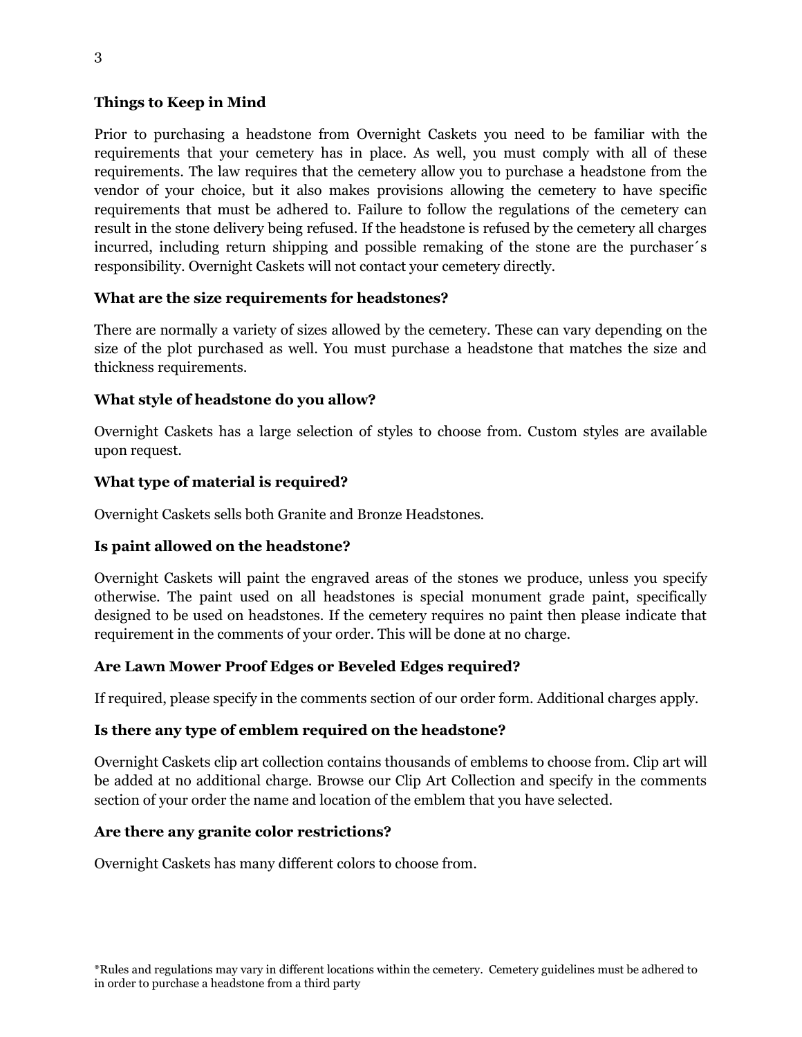### Things to Keep in Mind

Prior to purchasing a headstone from Overnight Caskets you need to be familiar with the requirements that your cemetery has in place. As well, you must comply with all of these requirements. The law requires that the cemetery allow you to purchase a headstone from the vendor of your choice, but it also makes provisions allowing the cemetery to have specific requirements that must be adhered to. Failure to follow the regulations of the cemetery can result in the stone delivery being refused. If the headstone is refused by the cemetery all charges incurred, including return shipping and possible remaking of the stone are the purchaser´s responsibility. Overnight Caskets will not contact your cemetery directly.

### What are the size requirements for headstones?

There are normally a variety of sizes allowed by the cemetery. These can vary depending on the size of the plot purchased as well. You must purchase a headstone that matches the size and thickness requirements.

### What style of headstone do you allow?

Overnight Caskets has a large selection of styles to choose from. Custom styles are available upon request.

### What type of material is required?

Overnight Caskets sells both Granite and Bronze Headstones.

### Is paint allowed on the headstone?

Overnight Caskets will paint the engraved areas of the stones we produce, unless you specify otherwise. The paint used on all headstones is special monument grade paint, specifically designed to be used on headstones. If the cemetery requires no paint then please indicate that requirement in the comments of your order. This will be done at no charge.

### Are Lawn Mower Proof Edges or Beveled Edges required?

If required, please specify in the comments section of our order form. Additional charges apply.

### Is there any type of emblem required on the headstone?

Overnight Caskets clip art collection contains thousands of emblems to choose from. Clip art will be added at no additional charge. Browse our Clip Art Collection and specify in the comments section of your order the name and location of the emblem that you have selected.

### Are there any granite color restrictions?

Overnight Caskets has many different colors to choose from.

*Rules and regulations may vary in different locations within the cemetery. Cemetery guidelines must be adhered to in order to purchase a headstone from a third party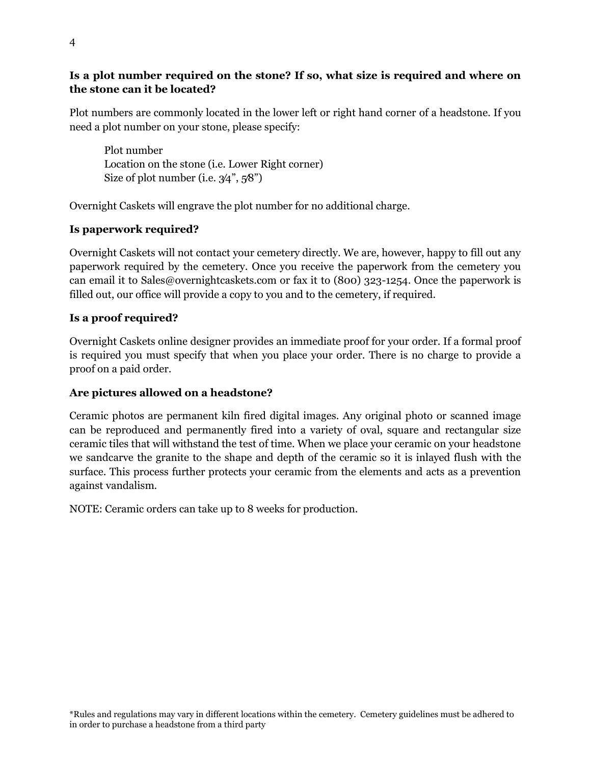**Is a plot number required on the stone? If so, what size is required and where on the stone can it be located?**

Plot numbers are commonly located in the lower left or right hand corner of a headstone. If you need a plot number on your stone, please specify:

Plot number  
Location on the stone (i.e. Lower Right corner)  
Size of plot number (i.e. 3⁄4", 5⁄8")

Overnight Caskets will engrave the plot number for no additional charge.

**Is paperwork required?**

Overnight Caskets will not contact your cemetery directly. We are, however, happy to fill out any paperwork required by the cemetery. Once you receive the paperwork from the cemetery you can email it to Sales@overnightcaskets.com or fax it to (800) 323-1254. Once the paperwork is filled out, our office will provide a copy to you and to the cemetery, if required.

**Is a proof required?**

Overnight Caskets online designer provides an immediate proof for your order. If a formal proof is required you must specify that when you place your order. There is no charge to provide a proof on a paid order.

**Are pictures allowed on a headstone?**

Ceramic photos are permanent kiln fired digital images. Any original photo or scanned image can be reproduced and permanently fired into a variety of oval, square and rectangular size ceramic tiles that will withstand the test of time. When we place your ceramic on your headstone we sandcarve the granite to the shape and depth of the ceramic so it is inlayed flush with the surface. This process further protects your ceramic from the elements and acts as a prevention against vandalism.

NOTE: Ceramic orders can take up to 8 weeks for production.

*Rules and regulations may vary in different locations within the cemetery. Cemetery guidelines must be adhered to in order to purchase a headstone from a third party